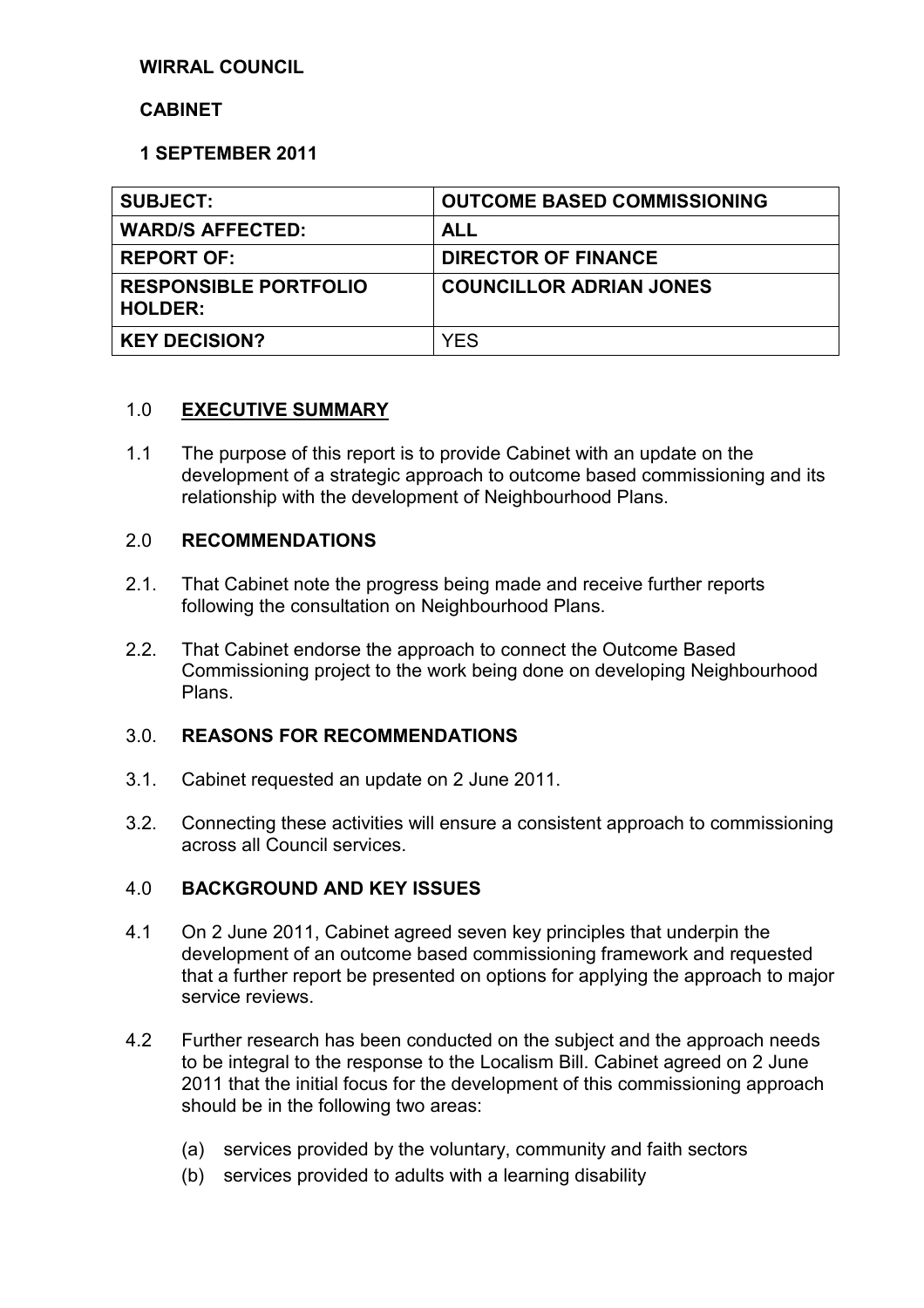**WIRRAL COUNCIL**

**CABINET**

**1 SEPTEMBER 2011**

| **SUBJECT:** | **OUTCOME BASED COMMISSIONING** |
|---|---|
| **WARD/S AFFECTED:** | **ALL** |
| **REPORT OF:** | **DIRECTOR OF FINANCE** |
| **RESPONSIBLE PORTFOLIO HOLDER:** | **COUNCILLOR ADRIAN JONES** |
| **KEY DECISION?** | YES |

## 1.0 **EXECUTIVE SUMMARY**

1.1 The purpose of this report is to provide Cabinet with an update on the development of a strategic approach to outcome based commissioning and its relationship with the development of Neighbourhood Plans.

## 2.0 **RECOMMENDATIONS**

2.1. That Cabinet note the progress being made and receive further reports following the consultation on Neighbourhood Plans.

2.2. That Cabinet endorse the approach to connect the Outcome Based Commissioning project to the work being done on developing Neighbourhood Plans.

## 3.0. **REASONS FOR RECOMMENDATIONS**

3.1. Cabinet requested an update on 2 June 2011.

3.2. Connecting these activities will ensure a consistent approach to commissioning across all Council services.

## 4.0 **BACKGROUND AND KEY ISSUES**

4.1 On 2 June 2011, Cabinet agreed seven key principles that underpin the development of an outcome based commissioning framework and requested that a further report be presented on options for applying the approach to major service reviews.

4.2 Further research has been conducted on the subject and the approach needs to be integral to the response to the Localism Bill. Cabinet agreed on 2 June 2011 that the initial focus for the development of this commissioning approach should be in the following two areas:

(a) services provided by the voluntary, community and faith sectors
(b) services provided to adults with a learning disability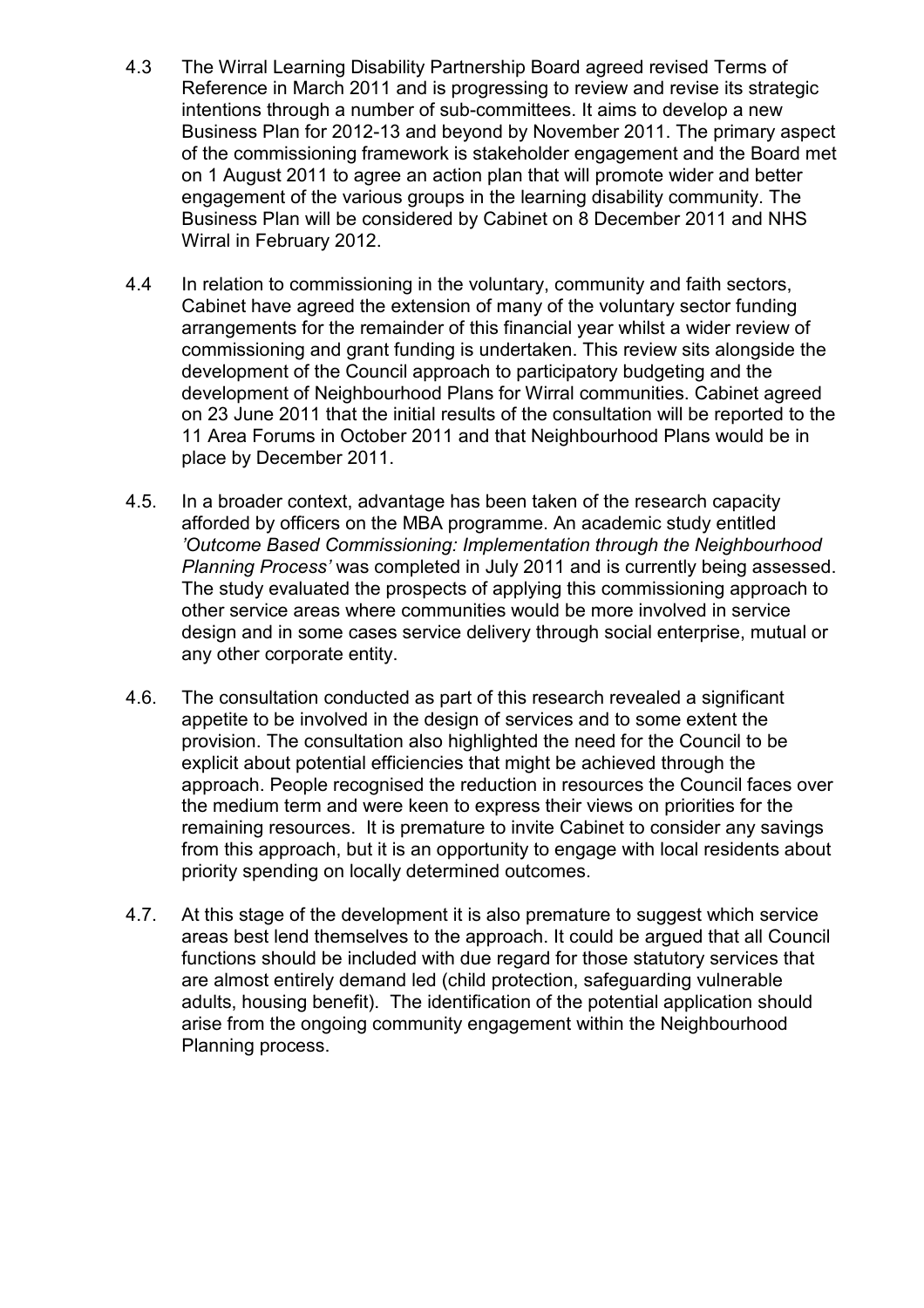4.3 The Wirral Learning Disability Partnership Board agreed revised Terms of Reference in March 2011 and is progressing to review and revise its strategic intentions through a number of sub-committees. It aims to develop a new Business Plan for 2012-13 and beyond by November 2011. The primary aspect of the commissioning framework is stakeholder engagement and the Board met on 1 August 2011 to agree an action plan that will promote wider and better engagement of the various groups in the learning disability community. The Business Plan will be considered by Cabinet on 8 December 2011 and NHS Wirral in February 2012.

4.4 In relation to commissioning in the voluntary, community and faith sectors, Cabinet have agreed the extension of many of the voluntary sector funding arrangements for the remainder of this financial year whilst a wider review of commissioning and grant funding is undertaken. This review sits alongside the development of the Council approach to participatory budgeting and the development of Neighbourhood Plans for Wirral communities. Cabinet agreed on 23 June 2011 that the initial results of the consultation will be reported to the 11 Area Forums in October 2011 and that Neighbourhood Plans would be in place by December 2011.

4.5. In a broader context, advantage has been taken of the research capacity afforded by officers on the MBA programme. An academic study entitled *'Outcome Based Commissioning: Implementation through the Neighbourhood Planning Process'* was completed in July 2011 and is currently being assessed. The study evaluated the prospects of applying this commissioning approach to other service areas where communities would be more involved in service design and in some cases service delivery through social enterprise, mutual or any other corporate entity.

4.6. The consultation conducted as part of this research revealed a significant appetite to be involved in the design of services and to some extent the provision. The consultation also highlighted the need for the Council to be explicit about potential efficiencies that might be achieved through the approach. People recognised the reduction in resources the Council faces over the medium term and were keen to express their views on priorities for the remaining resources. It is premature to invite Cabinet to consider any savings from this approach, but it is an opportunity to engage with local residents about priority spending on locally determined outcomes.

4.7. At this stage of the development it is also premature to suggest which service areas best lend themselves to the approach. It could be argued that all Council functions should be included with due regard for those statutory services that are almost entirely demand led (child protection, safeguarding vulnerable adults, housing benefit). The identification of the potential application should arise from the ongoing community engagement within the Neighbourhood Planning process.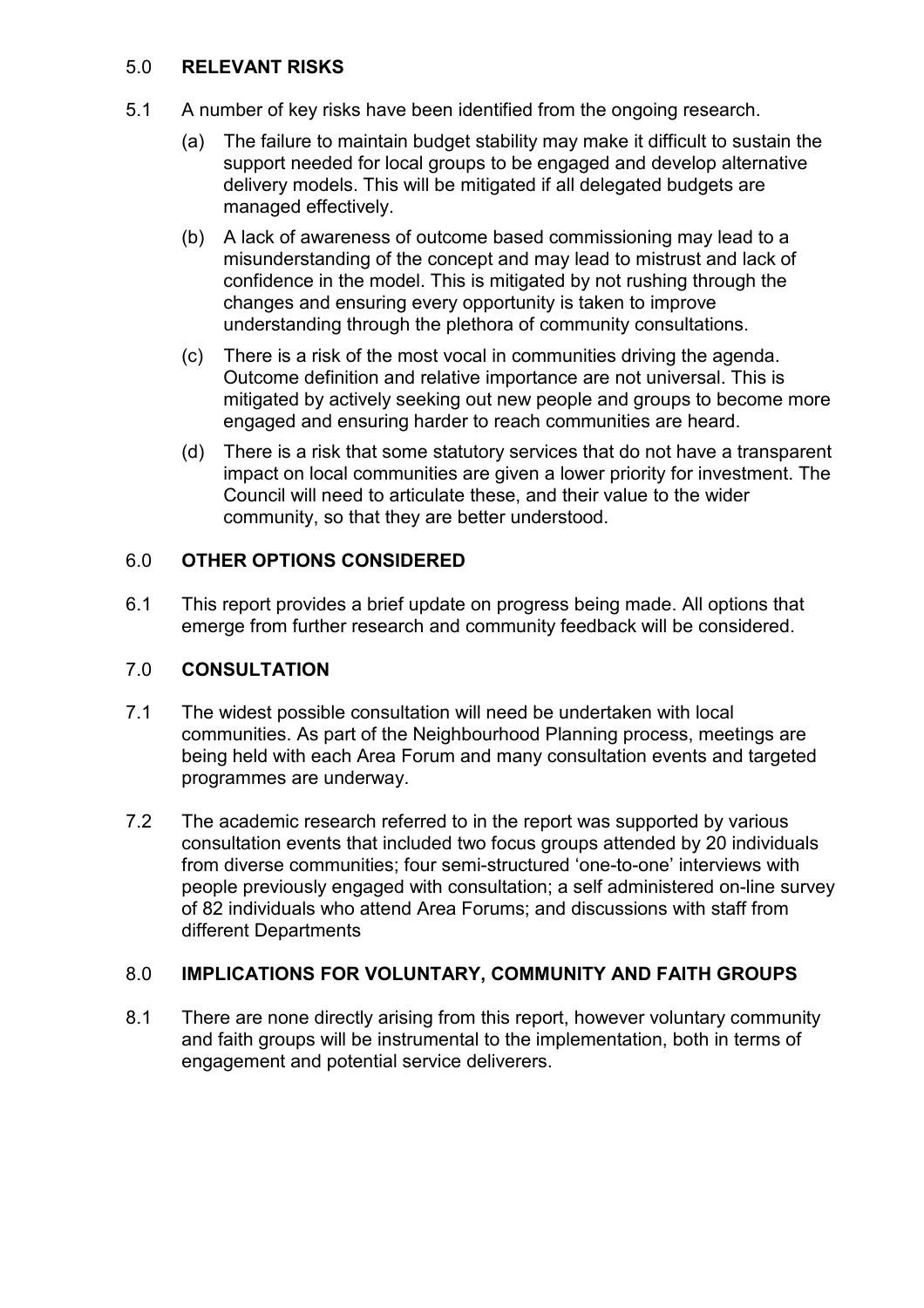## 5.0 RELEVANT RISKS

5.1 A number of key risks have been identified from the ongoing research.

(a) The failure to maintain budget stability may make it difficult to sustain the support needed for local groups to be engaged and develop alternative delivery models. This will be mitigated if all delegated budgets are managed effectively.

(b) A lack of awareness of outcome based commissioning may lead to a misunderstanding of the concept and may lead to mistrust and lack of confidence in the model. This is mitigated by not rushing through the changes and ensuring every opportunity is taken to improve understanding through the plethora of community consultations.

(c) There is a risk of the most vocal in communities driving the agenda. Outcome definition and relative importance are not universal. This is mitigated by actively seeking out new people and groups to become more engaged and ensuring harder to reach communities are heard.

(d) There is a risk that some statutory services that do not have a transparent impact on local communities are given a lower priority for investment. The Council will need to articulate these, and their value to the wider community, so that they are better understood.

## 6.0 OTHER OPTIONS CONSIDERED

6.1 This report provides a brief update on progress being made. All options that emerge from further research and community feedback will be considered.

## 7.0 CONSULTATION

7.1 The widest possible consultation will need be undertaken with local communities. As part of the Neighbourhood Planning process, meetings are being held with each Area Forum and many consultation events and targeted programmes are underway.

7.2 The academic research referred to in the report was supported by various consultation events that included two focus groups attended by 20 individuals from diverse communities; four semi-structured 'one-to-one' interviews with people previously engaged with consultation; a self administered on-line survey of 82 individuals who attend Area Forums; and discussions with staff from different Departments

## 8.0 IMPLICATIONS FOR VOLUNTARY, COMMUNITY AND FAITH GROUPS

8.1 There are none directly arising from this report, however voluntary community and faith groups will be instrumental to the implementation, both in terms of engagement and potential service deliverers.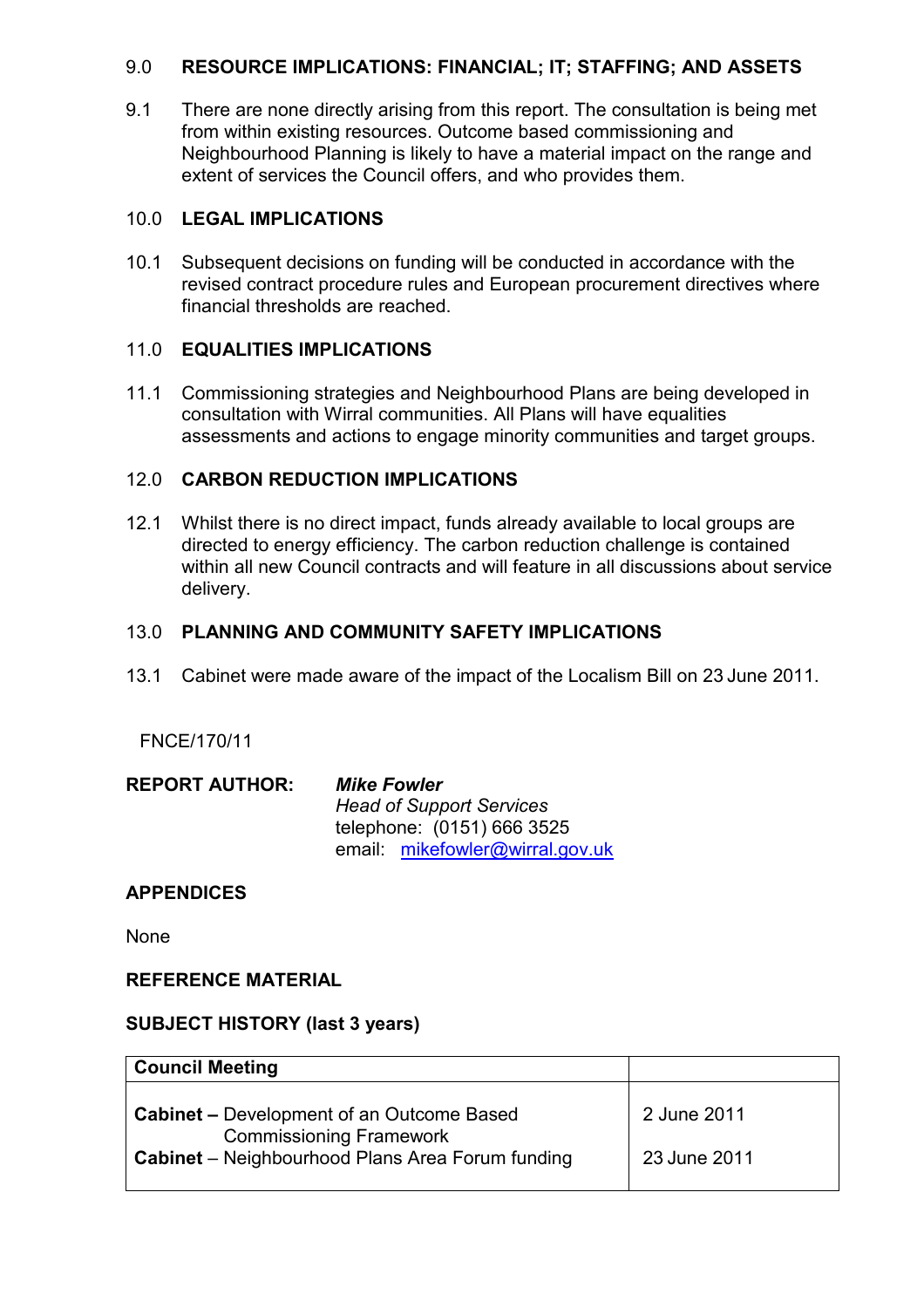## 9.0 RESOURCE IMPLICATIONS: FINANCIAL; IT; STAFFING; AND ASSETS

9.1 There are none directly arising from this report. The consultation is being met from within existing resources. Outcome based commissioning and Neighbourhood Planning is likely to have a material impact on the range and extent of services the Council offers, and who provides them.

## 10.0 LEGAL IMPLICATIONS

10.1 Subsequent decisions on funding will be conducted in accordance with the revised contract procedure rules and European procurement directives where financial thresholds are reached.

## 11.0 EQUALITIES IMPLICATIONS

11.1 Commissioning strategies and Neighbourhood Plans are being developed in consultation with Wirral communities. All Plans will have equalities assessments and actions to engage minority communities and target groups.

## 12.0 CARBON REDUCTION IMPLICATIONS

12.1 Whilst there is no direct impact, funds already available to local groups are directed to energy efficiency. The carbon reduction challenge is contained within all new Council contracts and will feature in all discussions about service delivery.

## 13.0 PLANNING AND COMMUNITY SAFETY IMPLICATIONS

13.1 Cabinet were made aware of the impact of the Localism Bill on 23 June 2011.

FNCE/170/11

**REPORT AUTHOR:** ***Mike Fowler***
*Head of Support Services*
telephone: (0151) 666 3525
email: mikefowler@wirral.gov.uk

**APPENDICES**

None

**REFERENCE MATERIAL**

**SUBJECT HISTORY (last 3 years)**

| **Council Meeting** | |
|---|---|
| **Cabinet –** Development of an Outcome Based Commissioning Framework | 2 June 2011 |
| **Cabinet** – Neighbourhood Plans Area Forum funding | 23 June 2011 |